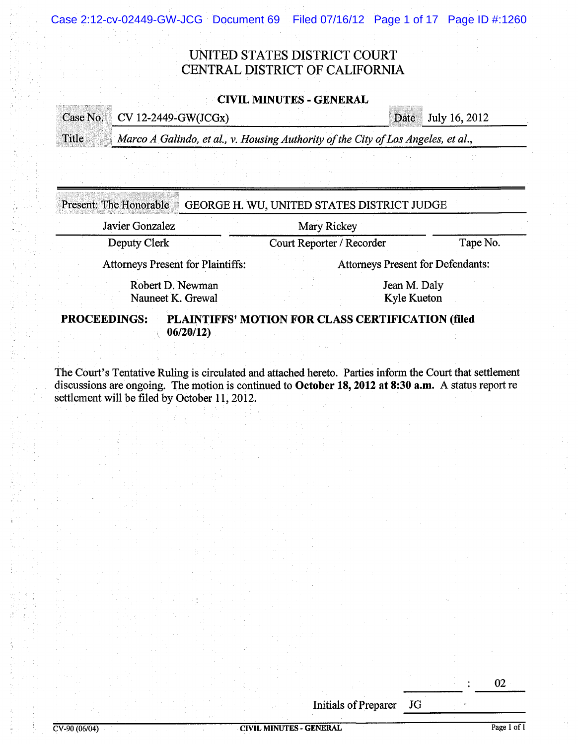# UNITED STATES DISTRICT COURT
# CENTRAL DISTRICT OF CALIFORNIA

## CIVIL MINUTES - GENERAL

| Case No. | CV 12-2449-GW(JCGx) | Date | July 16, 2012 |
|---|---|---|---|
| Title | *Marco A Galindo, et al., v. Housing Authority of the City of Los Angeles, et al.,* | | |

| Present: The Honorable | GEORGE H. WU, UNITED STATES DISTRICT JUDGE | |
|---|---|---|
| Javier Gonzalez | Mary Rickey | |
| Deputy Clerk | Court Reporter / Recorder | Tape No. |

| Attorneys Present for Plaintiffs: | Attorneys Present for Defendants: |
|---|---|
| Robert D. Newman | Jean M. Daly |
| Nauneet K. Grewal | Kyle Kueton |

**PROCEEDINGS: PLAINTIFFS' MOTION FOR CLASS CERTIFICATION (filed 06/20/12)**

The Court's Tentative Ruling is circulated and attached hereto. Parties inform the Court that settlement discussions are ongoing. The motion is continued to **October 18, 2012 at 8:30 a.m.** A status report re settlement will be filed by October 11, 2012.

: 02

Initials of Preparer JG

CV-90 (06/04) CIVIL MINUTES - GENERAL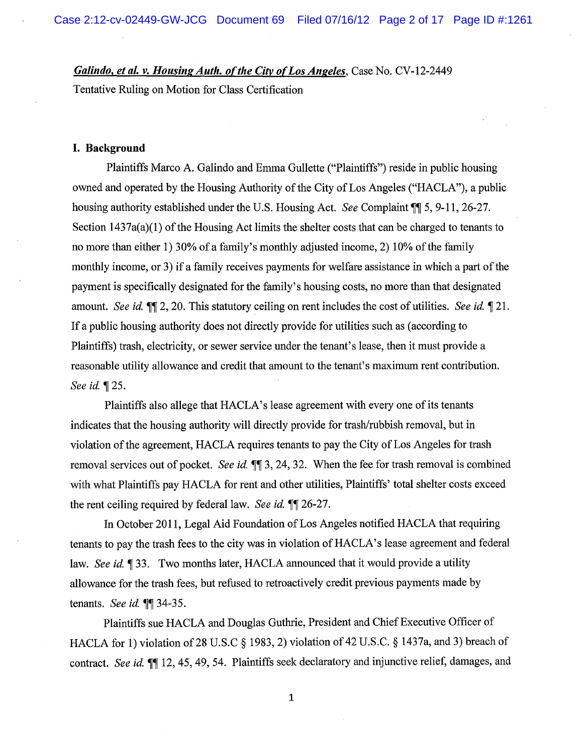*Galindo, et al. v. Housing Auth. of the City of Los Angeles*, Case No. CV-12-2449

Tentative Ruling on Motion for Class Certification

## I. Background

Plaintiffs Marco A. Galindo and Emma Gullette ("Plaintiffs") reside in public housing owned and operated by the Housing Authority of the City of Los Angeles ("HACLA"), a public housing authority established under the U.S. Housing Act. *See* Complaint ¶¶ 5, 9-11, 26-27. Section 1437a(a)(1) of the Housing Act limits the shelter costs that can be charged to tenants to no more than either 1) 30% of a family's monthly adjusted income, 2) 10% of the family monthly income, or 3) if a family receives payments for welfare assistance in which a part of the payment is specifically designated for the family's housing costs, no more than that designated amount. *See id.* ¶¶ 2, 20. This statutory ceiling on rent includes the cost of utilities. *See id.* ¶ 21. If a public housing authority does not directly provide for utilities such as (according to Plaintiffs) trash, electricity, or sewer service under the tenant's lease, then it must provide a reasonable utility allowance and credit that amount to the tenant's maximum rent contribution. *See id* ¶ 25.

Plaintiffs also allege that HACLA's lease agreement with every one of its tenants indicates that the housing authority will directly provide for trash/rubbish removal, but in violation of the agreement, HACLA requires tenants to pay the City of Los Angeles for trash removal services out of pocket. *See id.* ¶¶ 3, 24, 32. When the fee for trash removal is combined with what Plaintiffs pay HACLA for rent and other utilities, Plaintiffs' total shelter costs exceed the rent ceiling required by federal law. *See id.* ¶¶ 26-27.

In October 2011, Legal Aid Foundation of Los Angeles notified HACLA that requiring tenants to pay the trash fees to the city was in violation of HACLA's lease agreement and federal law. *See id.* ¶ 33. Two months later, HACLA announced that it would provide a utility allowance for the trash fees, but refused to retroactively credit previous payments made by tenants. *See id.* ¶¶ 34-35.

Plaintiffs sue HACLA and Douglas Guthrie, President and Chief Executive Officer of HACLA for 1) violation of 28 U.S.C § 1983, 2) violation of 42 U.S.C. § 1437a, and 3) breach of contract. *See id.* ¶¶ 12, 45, 49, 54. Plaintiffs seek declaratory and injunctive relief, damages, and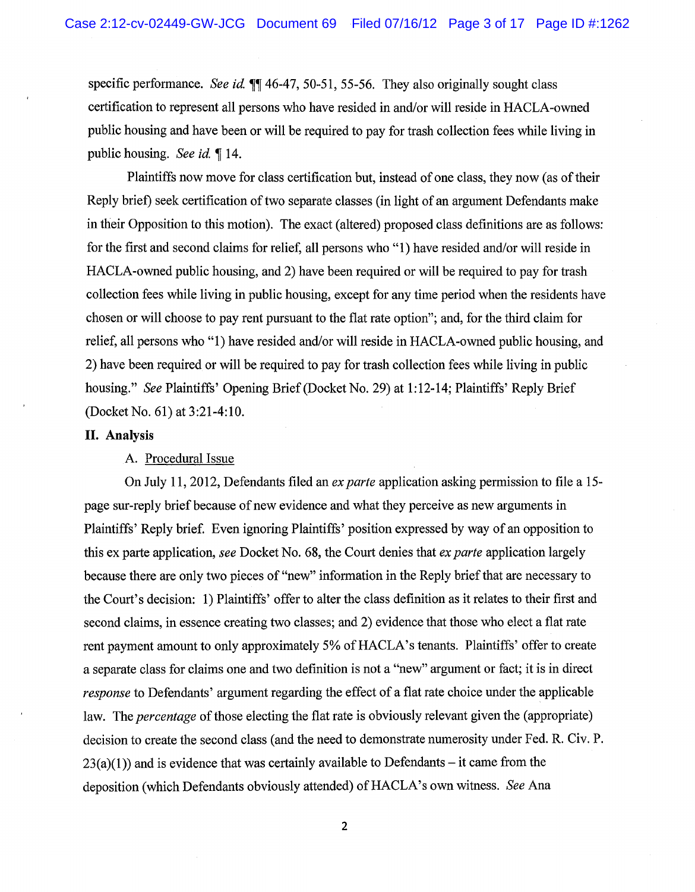specific performance. *See id.* ¶¶ 46-47, 50-51, 55-56. They also originally sought class certification to represent all persons who have resided in and/or will reside in HACLA-owned public housing and have been or will be required to pay for trash collection fees while living in public housing. *See id.* ¶ 14.

Plaintiffs now move for class certification but, instead of one class, they now (as of their Reply brief) seek certification of two separate classes (in light of an argument Defendants make in their Opposition to this motion). The exact (altered) proposed class definitions are as follows: for the first and second claims for relief, all persons who "1) have resided and/or will reside in HACLA-owned public housing, and 2) have been required or will be required to pay for trash collection fees while living in public housing, except for any time period when the residents have chosen or will choose to pay rent pursuant to the flat rate option"; and, for the third claim for relief, all persons who "1) have resided and/or will reside in HACLA-owned public housing, and 2) have been required or will be required to pay for trash collection fees while living in public housing." *See* Plaintiffs' Opening Brief (Docket No. 29) at 1:12-14; Plaintiffs' Reply Brief (Docket No. 61) at 3:21-4:10.

## II. Analysis

### A. Procedural Issue

On July 11, 2012, Defendants filed an *ex parte* application asking permission to file a 15-page sur-reply brief because of new evidence and what they perceive as new arguments in Plaintiffs' Reply brief. Even ignoring Plaintiffs' position expressed by way of an opposition to this ex parte application, *see* Docket No. 68, the Court denies that *ex parte* application largely because there are only two pieces of "new" information in the Reply brief that are necessary to the Court's decision: 1) Plaintiffs' offer to alter the class definition as it relates to their first and second claims, in essence creating two classes; and 2) evidence that those who elect a flat rate rent payment amount to only approximately 5% of HACLA's tenants. Plaintiffs' offer to create a separate class for claims one and two definition is not a "new" argument or fact; it is in direct *response* to Defendants' argument regarding the effect of a flat rate choice under the applicable law. The *percentage* of those electing the flat rate is obviously relevant given the (appropriate) decision to create the second class (and the need to demonstrate numerosity under Fed. R. Civ. P. 23(a)(1)) and is evidence that was certainly available to Defendants – it came from the deposition (which Defendants obviously attended) of HACLA's own witness. *See* Ana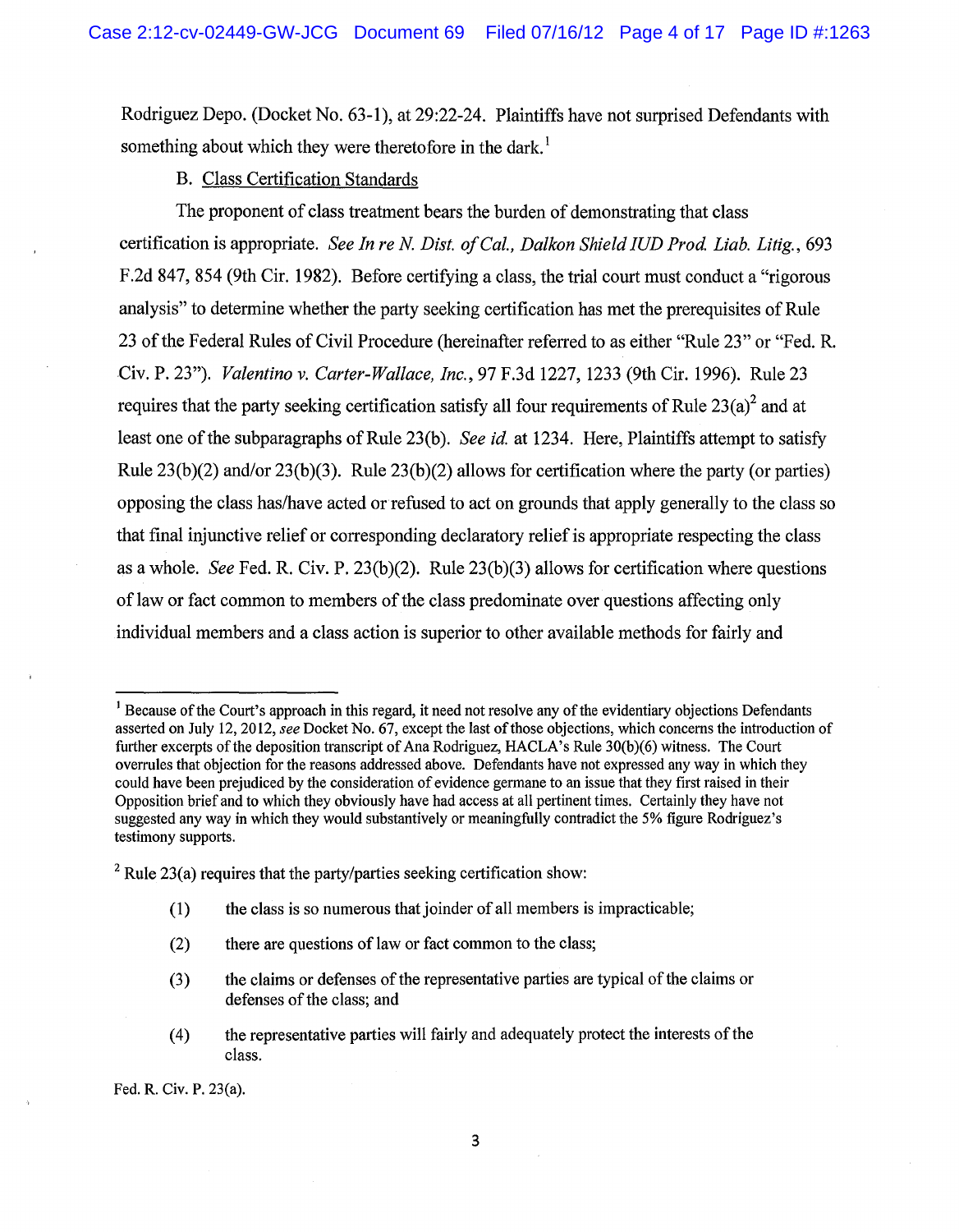Rodriguez Depo. (Docket No. 63-1), at 29:22-24. Plaintiffs have not surprised Defendants with something about which they were theretofore in the dark.[1]

B. Class Certification Standards

The proponent of class treatment bears the burden of demonstrating that class certification is appropriate. *See In re N. Dist. of Cal., Dalkon Shield IUD Prod. Liab. Litig.*, 693 F.2d 847, 854 (9th Cir. 1982). Before certifying a class, the trial court must conduct a "rigorous analysis" to determine whether the party seeking certification has met the prerequisites of Rule 23 of the Federal Rules of Civil Procedure (hereinafter referred to as either "Rule 23" or "Fed. R. Civ. P. 23"). *Valentino v. Carter-Wallace, Inc.*, 97 F.3d 1227, 1233 (9th Cir. 1996). Rule 23 requires that the party seeking certification satisfy all four requirements of Rule 23(a)[2] and at least one of the subparagraphs of Rule 23(b). *See id.* at 1234. Here, Plaintiffs attempt to satisfy Rule 23(b)(2) and/or 23(b)(3). Rule 23(b)(2) allows for certification where the party (or parties) opposing the class has/have acted or refused to act on grounds that apply generally to the class so that final injunctive relief or corresponding declaratory relief is appropriate respecting the class as a whole. *See* Fed. R. Civ. P. 23(b)(2). Rule 23(b)(3) allows for certification where questions of law or fact common to members of the class predominate over questions affecting only individual members and a class action is superior to other available methods for fairly and

---

[1] Because of the Court's approach in this regard, it need not resolve any of the evidentiary objections Defendants asserted on July 12, 2012, *see* Docket No. 67, except the last of those objections, which concerns the introduction of further excerpts of the deposition transcript of Ana Rodriguez, HACLA's Rule 30(b)(6) witness. The Court overrules that objection for the reasons addressed above. Defendants have not expressed any way in which they could have been prejudiced by the consideration of evidence germane to an issue that they first raised in their Opposition brief and to which they obviously have had access at all pertinent times. Certainly they have not suggested any way in which they would substantively or meaningfully contradict the 5% figure Rodriguez's testimony supports.

[2] Rule 23(a) requires that the party/parties seeking certification show:

(1) the class is so numerous that joinder of all members is impracticable;

(2) there are questions of law or fact common to the class;

(3) the claims or defenses of the representative parties are typical of the claims or defenses of the class; and

(4) the representative parties will fairly and adequately protect the interests of the class.

Fed. R. Civ. P. 23(a).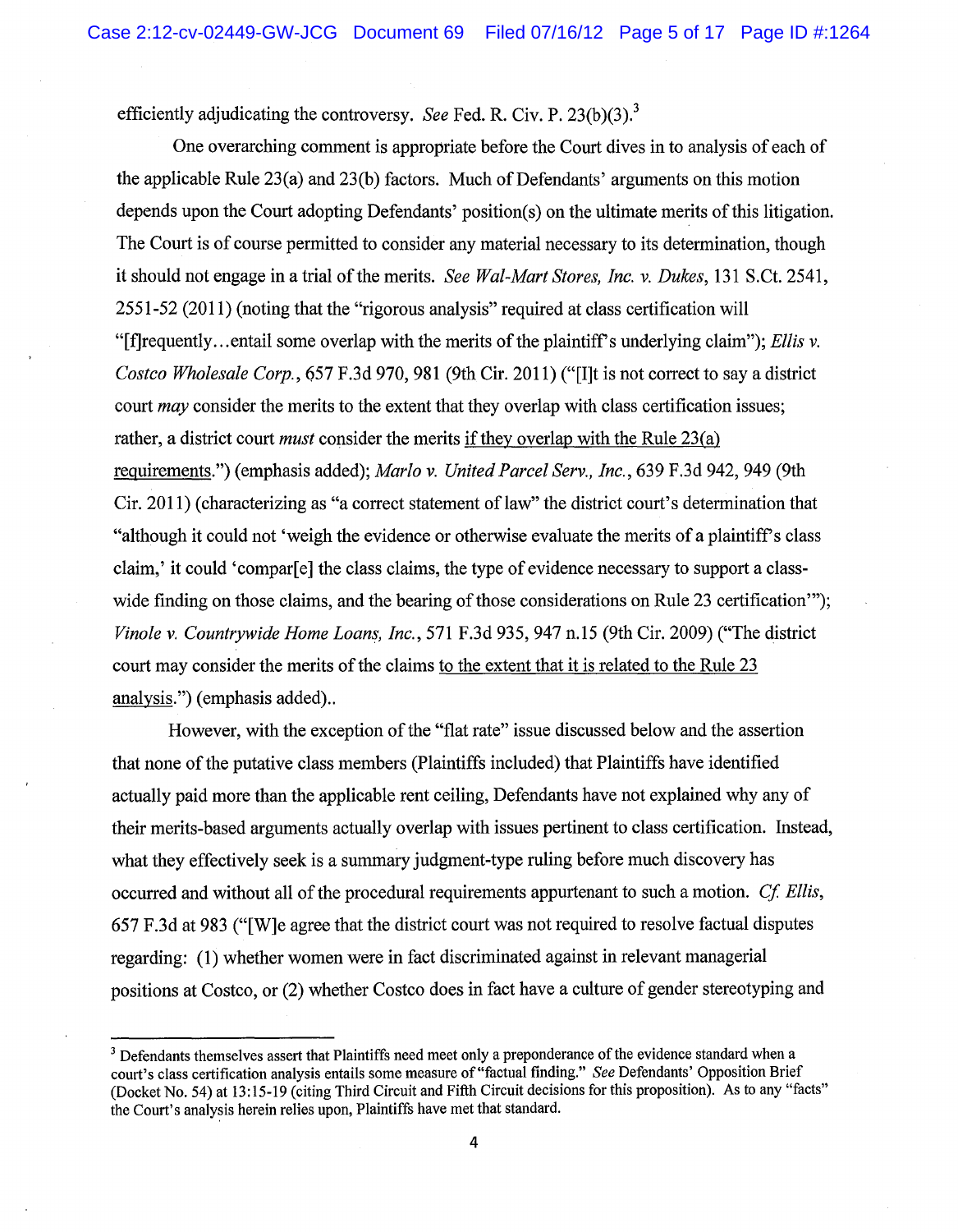efficiently adjudicating the controversy. *See* Fed. R. Civ. P. 23(b)(3).[3]

One overarching comment is appropriate before the Court dives in to analysis of each of the applicable Rule 23(a) and 23(b) factors. Much of Defendants' arguments on this motion depends upon the Court adopting Defendants' position(s) on the ultimate merits of this litigation. The Court is of course permitted to consider any material necessary to its determination, though it should not engage in a trial of the merits. *See Wal-Mart Stores, Inc. v. Dukes*, 131 S.Ct. 2541, 2551-52 (2011) (noting that the "rigorous analysis" required at class certification will "[f]requently…entail some overlap with the merits of the plaintiff's underlying claim"); *Ellis v. Costco Wholesale Corp.*, 657 F.3d 970, 981 (9th Cir. 2011) ("[I]t is not correct to say a district court *may* consider the merits to the extent that they overlap with class certification issues; rather, a district court *must* consider the merits <u>if they overlap with the Rule 23(a) requirements</u>.") (emphasis added); *Marlo v. United Parcel Serv., Inc.*, 639 F.3d 942, 949 (9th Cir. 2011) (characterizing as "a correct statement of law" the district court's determination that "although it could not 'weigh the evidence or otherwise evaluate the merits of a plaintiff's class claim,' it could 'compar[e] the class claims, the type of evidence necessary to support a class-wide finding on those claims, and the bearing of those considerations on Rule 23 certification'"); *Vinole v. Countrywide Home Loans, Inc.*, 571 F.3d 935, 947 n.15 (9th Cir. 2009) ("The district court may consider the merits of the claims <u>to the extent that it is related to the Rule 23 analysis</u>.") (emphasis added)..

However, with the exception of the "flat rate" issue discussed below and the assertion that none of the putative class members (Plaintiffs included) that Plaintiffs have identified actually paid more than the applicable rent ceiling, Defendants have not explained why any of their merits-based arguments actually overlap with issues pertinent to class certification. Instead, what they effectively seek is a summary judgment-type ruling before much discovery has occurred and without all of the procedural requirements appurtenant to such a motion. *Cf. Ellis*, 657 F.3d at 983 ("[W]e agree that the district court was not required to resolve factual disputes regarding: (1) whether women were in fact discriminated against in relevant managerial positions at Costco, or (2) whether Costco does in fact have a culture of gender stereotyping and

---

[3] Defendants themselves assert that Plaintiffs need meet only a preponderance of the evidence standard when a court's class certification analysis entails some measure of "factual finding." *See* Defendants' Opposition Brief (Docket No. 54) at 13:15-19 (citing Third Circuit and Fifth Circuit decisions for this proposition). As to any "facts" the Court's analysis herein relies upon, Plaintiffs have met that standard.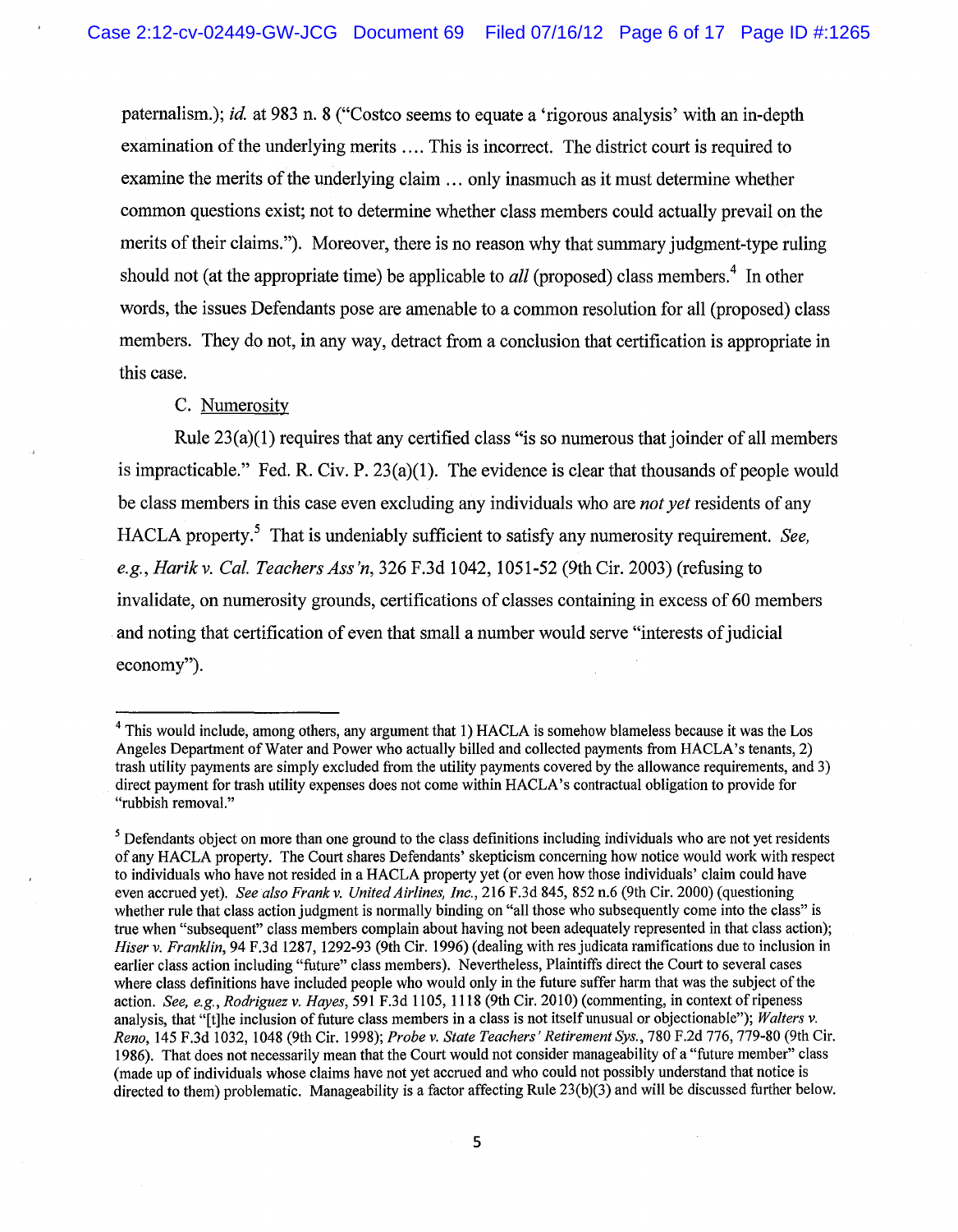paternalism.); *id.* at 983 n. 8 ("Costco seems to equate a 'rigorous analysis' with an in-depth examination of the underlying merits .... This is incorrect. The district court is required to examine the merits of the underlying claim ... only inasmuch as it must determine whether common questions exist; not to determine whether class members could actually prevail on the merits of their claims."). Moreover, there is no reason why that summary judgment-type ruling should not (at the appropriate time) be applicable to *all* (proposed) class members.[4] In other words, the issues Defendants pose are amenable to a common resolution for all (proposed) class members. They do not, in any way, detract from a conclusion that certification is appropriate in this case.

C. Numerosity

Rule 23(a)(1) requires that any certified class "is so numerous that joinder of all members is impracticable." Fed. R. Civ. P. 23(a)(1). The evidence is clear that thousands of people would be class members in this case even excluding any individuals who are *not yet* residents of any HACLA property.[5] That is undeniably sufficient to satisfy any numerosity requirement. *See, e.g., Harik v. Cal. Teachers Ass'n*, 326 F.3d 1042, 1051-52 (9th Cir. 2003) (refusing to invalidate, on numerosity grounds, certifications of classes containing in excess of 60 members and noting that certification of even that small a number would serve "interests of judicial economy").

---

[4] This would include, among others, any argument that 1) HACLA is somehow blameless because it was the Los Angeles Department of Water and Power who actually billed and collected payments from HACLA's tenants, 2) trash utility payments are simply excluded from the utility payments covered by the allowance requirements, and 3) direct payment for trash utility expenses does not come within HACLA's contractual obligation to provide for "rubbish removal."

[5] Defendants object on more than one ground to the class definitions including individuals who are not yet residents of any HACLA property. The Court shares Defendants' skepticism concerning how notice would work with respect to individuals who have not resided in a HACLA property yet (or even how those individuals' claim could have even accrued yet). *See also Frank v. United Airlines, Inc.*, 216 F.3d 845, 852 n.6 (9th Cir. 2000) (questioning whether rule that class action judgment is normally binding on "all those who subsequently come into the class" is true when "subsequent" class members complain about having not been adequately represented in that class action); *Hiser v. Franklin*, 94 F.3d 1287, 1292-93 (9th Cir. 1996) (dealing with res judicata ramifications due to inclusion in earlier class action including "future" class members). Nevertheless, Plaintiffs direct the Court to several cases where class definitions have included people who would only in the future suffer harm that was the subject of the action. *See, e.g., Rodriguez v. Hayes*, 591 F.3d 1105, 1118 (9th Cir. 2010) (commenting, in context of ripeness analysis, that "[t]he inclusion of future class members in a class is not itself unusual or objectionable"); *Walters v. Reno*, 145 F.3d 1032, 1048 (9th Cir. 1998); *Probe v. State Teachers' Retirement Sys.*, 780 F.2d 776, 779-80 (9th Cir. 1986). That does not necessarily mean that the Court would not consider manageability of a "future member" class (made up of individuals whose claims have not yet accrued and who could not possibly understand that notice is directed to them) problematic. Manageability is a factor affecting Rule 23(b)(3) and will be discussed further below.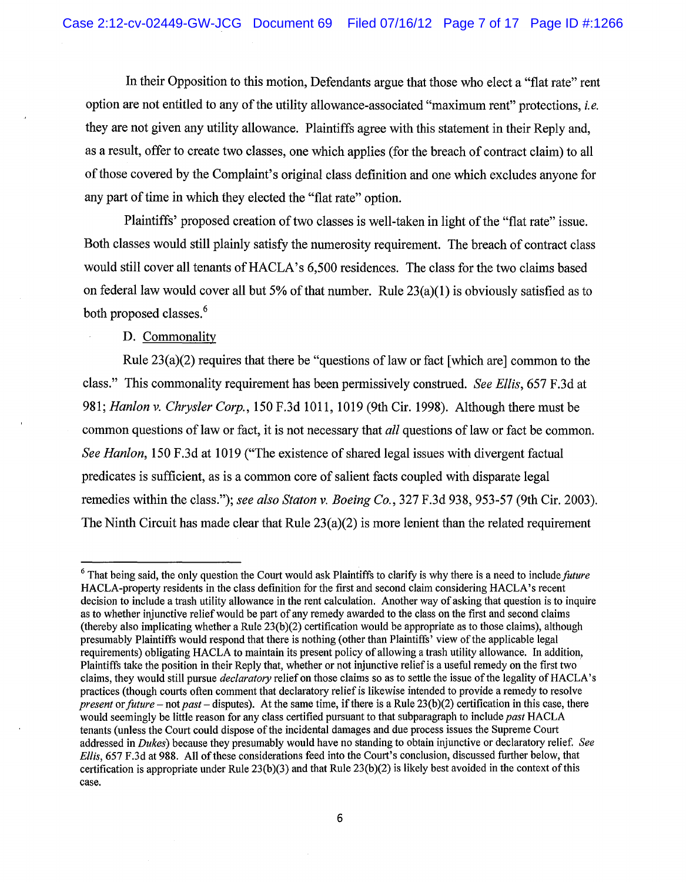In their Opposition to this motion, Defendants argue that those who elect a "flat rate" rent option are not entitled to any of the utility allowance-associated "maximum rent" protections, *i.e.* they are not given any utility allowance. Plaintiffs agree with this statement in their Reply and, as a result, offer to create two classes, one which applies (for the breach of contract claim) to all of those covered by the Complaint's original class definition and one which excludes anyone for any part of time in which they elected the "flat rate" option.

Plaintiffs' proposed creation of two classes is well-taken in light of the "flat rate" issue. Both classes would still plainly satisfy the numerosity requirement. The breach of contract class would still cover all tenants of HACLA's 6,500 residences. The class for the two claims based on federal law would cover all but 5% of that number. Rule 23(a)(1) is obviously satisfied as to both proposed classes.[6]

D. Commonality

Rule 23(a)(2) requires that there be "questions of law or fact [which are] common to the class." This commonality requirement has been permissively construed. *See Ellis*, 657 F.3d at 981; *Hanlon v. Chrysler Corp.*, 150 F.3d 1011, 1019 (9th Cir. 1998). Although there must be common questions of law or fact, it is not necessary that *all* questions of law or fact be common. *See Hanlon*, 150 F.3d at 1019 ("The existence of shared legal issues with divergent factual predicates is sufficient, as is a common core of salient facts coupled with disparate legal remedies within the class."); *see also Staton v. Boeing Co.*, 327 F.3d 938, 953-57 (9th Cir. 2003). The Ninth Circuit has made clear that Rule 23(a)(2) is more lenient than the related requirement

---

[6] That being said, the only question the Court would ask Plaintiffs to clarify is why there is a need to include *future* HACLA-property residents in the class definition for the first and second claim considering HACLA's recent decision to include a trash utility allowance in the rent calculation. Another way of asking that question is to inquire as to whether injunctive relief would be part of any remedy awarded to the class on the first and second claims (thereby also implicating whether a Rule 23(b)(2) certification would be appropriate as to those claims), although presumably Plaintiffs would respond that there is nothing (other than Plaintiffs' view of the applicable legal requirements) obligating HACLA to maintain its present policy of allowing a trash utility allowance. In addition, Plaintiffs take the position in their Reply that, whether or not injunctive relief is a useful remedy on the first two claims, they would still pursue *declaratory* relief on those claims so as to settle the issue of the legality of HACLA's practices (though courts often comment that declaratory relief is likewise intended to provide a remedy to resolve *present* or *future* – not *past* – disputes). At the same time, if there is a Rule 23(b)(2) certification in this case, there would seemingly be little reason for any class certified pursuant to that subparagraph to include *past* HACLA tenants (unless the Court could dispose of the incidental damages and due process issues the Supreme Court addressed in *Dukes*) because they presumably would have no standing to obtain injunctive or declaratory relief. *See Ellis*, 657 F.3d at 988. All of these considerations feed into the Court's conclusion, discussed further below, that certification is appropriate under Rule 23(b)(3) and that Rule 23(b)(2) is likely best avoided in the context of this case.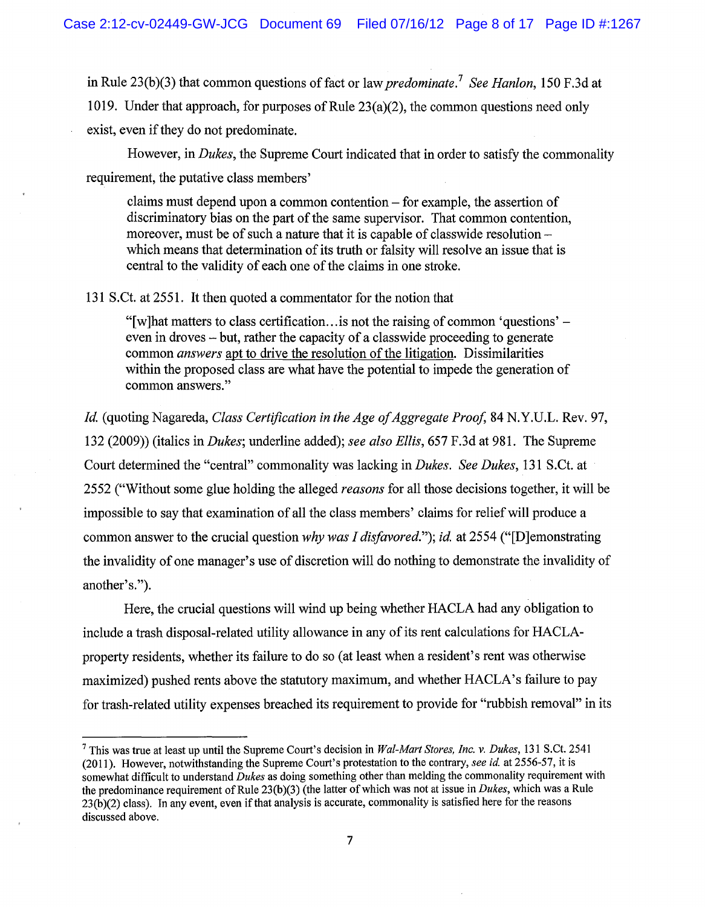in Rule 23(b)(3) that common questions of fact or law *predominate*.[7] *See Hanlon*, 150 F.3d at 1019. Under that approach, for purposes of Rule 23(a)(2), the common questions need only exist, even if they do not predominate.

However, in *Dukes*, the Supreme Court indicated that in order to satisfy the commonality requirement, the putative class members'

> claims must depend upon a common contention – for example, the assertion of discriminatory bias on the part of the same supervisor. That common contention, moreover, must be of such a nature that it is capable of classwide resolution – which means that determination of its truth or falsity will resolve an issue that is central to the validity of each one of the claims in one stroke.

131 S.Ct. at 2551. It then quoted a commentator for the notion that

> "[w]hat matters to class certification…is not the raising of common 'questions' – even in droves – but, rather the capacity of a classwide proceeding to generate common *answers* <u>apt to drive the resolution of the litigation</u>. Dissimilarities within the proposed class are what have the potential to impede the generation of common answers."

*Id.* (quoting Nagareda, *Class Certification in the Age of Aggregate Proof*, 84 N.Y.U.L. Rev. 97, 132 (2009)) (italics in *Dukes*; underline added); *see also Ellis*, 657 F.3d at 981. The Supreme Court determined the "central" commonality was lacking in *Dukes*. *See Dukes*, 131 S.Ct. at 2552 ("Without some glue holding the alleged *reasons* for all those decisions together, it will be impossible to say that examination of all the class members' claims for relief will produce a common answer to the crucial question *why was I disfavored*."); *id.* at 2554 ("[D]emonstrating the invalidity of one manager's use of discretion will do nothing to demonstrate the invalidity of another's.").

Here, the crucial questions will wind up being whether HACLA had any obligation to include a trash disposal-related utility allowance in any of its rent calculations for HACLA-property residents, whether its failure to do so (at least when a resident's rent was otherwise maximized) pushed rents above the statutory maximum, and whether HACLA's failure to pay for trash-related utility expenses breached its requirement to provide for "rubbish removal" in its

[7] This was true at least up until the Supreme Court's decision in *Wal-Mart Stores, Inc. v. Dukes*, 131 S.Ct. 2541 (2011). However, notwithstanding the Supreme Court's protestation to the contrary, *see id.* at 2556-57, it is somewhat difficult to understand *Dukes* as doing something other than melding the commonality requirement with the predominance requirement of Rule 23(b)(3) (the latter of which was not at issue in *Dukes*, which was a Rule 23(b)(2) class). In any event, even if that analysis is accurate, commonality is satisfied here for the reasons discussed above.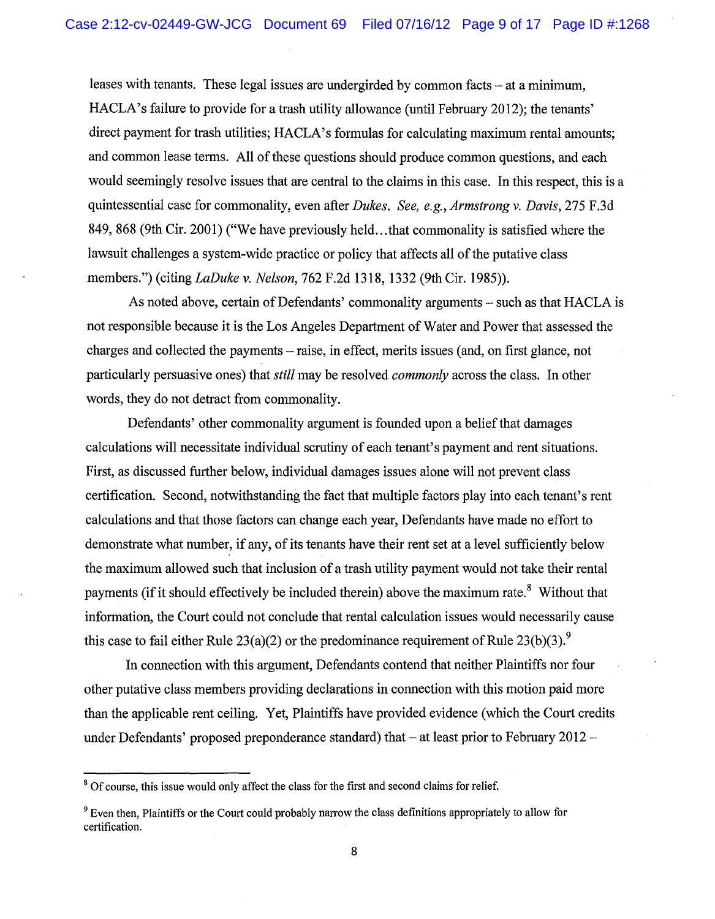leases with tenants. These legal issues are undergirded by common facts – at a minimum, HACLA's failure to provide for a trash utility allowance (until February 2012); the tenants' direct payment for trash utilities; HACLA's formulas for calculating maximum rental amounts; and common lease terms. All of these questions should produce common questions, and each would seemingly resolve issues that are central to the claims in this case. In this respect, this is a quintessential case for commonality, even after *Dukes*. *See, e.g., Armstrong v. Davis*, 275 F.3d 849, 868 (9th Cir. 2001) ("We have previously held…that commonality is satisfied where the lawsuit challenges a system-wide practice or policy that affects all of the putative class members.") (citing *LaDuke v. Nelson*, 762 F.2d 1318, 1332 (9th Cir. 1985)).

As noted above, certain of Defendants' commonality arguments – such as that HACLA is not responsible because it is the Los Angeles Department of Water and Power that assessed the charges and collected the payments – raise, in effect, merits issues (and, on first glance, not particularly persuasive ones) that *still* may be resolved *commonly* across the class. In other words, they do not detract from commonality.

Defendants' other commonality argument is founded upon a belief that damages calculations will necessitate individual scrutiny of each tenant's payment and rent situations. First, as discussed further below, individual damages issues alone will not prevent class certification. Second, notwithstanding the fact that multiple factors play into each tenant's rent calculations and that those factors can change each year, Defendants have made no effort to demonstrate what number, if any, of its tenants have their rent set at a level sufficiently below the maximum allowed such that inclusion of a trash utility payment would not take their rental payments (if it should effectively be included therein) above the maximum rate.[8] Without that information, the Court could not conclude that rental calculation issues would necessarily cause this case to fail either Rule 23(a)(2) or the predominance requirement of Rule 23(b)(3).[9]

In connection with this argument, Defendants contend that neither Plaintiffs nor four other putative class members providing declarations in connection with this motion paid more than the applicable rent ceiling. Yet, Plaintiffs have provided evidence (which the Court credits under Defendants' proposed preponderance standard) that – at least prior to February 2012 –

---

[8] Of course, this issue would only affect the class for the first and second claims for relief.

[9] Even then, Plaintiffs or the Court could probably narrow the class definitions appropriately to allow for certification.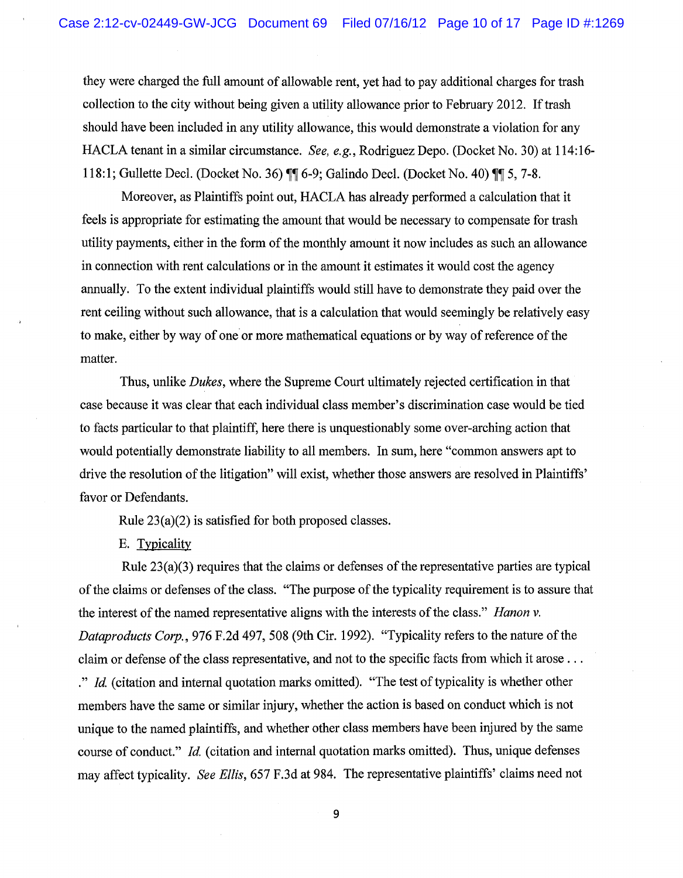they were charged the full amount of allowable rent, yet had to pay additional charges for trash collection to the city without being given a utility allowance prior to February 2012. If trash should have been included in any utility allowance, this would demonstrate a violation for any HACLA tenant in a similar circumstance. *See, e.g.*, Rodriguez Depo. (Docket No. 30) at 114:16-118:1; Gullette Decl. (Docket No. 36) ¶¶ 6-9; Galindo Decl. (Docket No. 40) ¶¶ 5, 7-8.

Moreover, as Plaintiffs point out, HACLA has already performed a calculation that it feels is appropriate for estimating the amount that would be necessary to compensate for trash utility payments, either in the form of the monthly amount it now includes as such an allowance in connection with rent calculations or in the amount it estimates it would cost the agency annually. To the extent individual plaintiffs would still have to demonstrate they paid over the rent ceiling without such allowance, that is a calculation that would seemingly be relatively easy to make, either by way of one or more mathematical equations or by way of reference of the matter.

Thus, unlike *Dukes*, where the Supreme Court ultimately rejected certification in that case because it was clear that each individual class member's discrimination case would be tied to facts particular to that plaintiff, here there is unquestionably some over-arching action that would potentially demonstrate liability to all members. In sum, here "common answers apt to drive the resolution of the litigation" will exist, whether those answers are resolved in Plaintiffs' favor or Defendants.

Rule 23(a)(2) is satisfied for both proposed classes.

E. Typicality

Rule 23(a)(3) requires that the claims or defenses of the representative parties are typical of the claims or defenses of the class. "The purpose of the typicality requirement is to assure that the interest of the named representative aligns with the interests of the class." *Hanon v. Dataproducts Corp.*, 976 F.2d 497, 508 (9th Cir. 1992). "Typicality refers to the nature of the claim or defense of the class representative, and not to the specific facts from which it arose . . . ." *Id.* (citation and internal quotation marks omitted). "The test of typicality is whether other members have the same or similar injury, whether the action is based on conduct which is not unique to the named plaintiffs, and whether other class members have been injured by the same course of conduct." *Id.* (citation and internal quotation marks omitted). Thus, unique defenses may affect typicality. *See Ellis*, 657 F.3d at 984. The representative plaintiffs' claims need not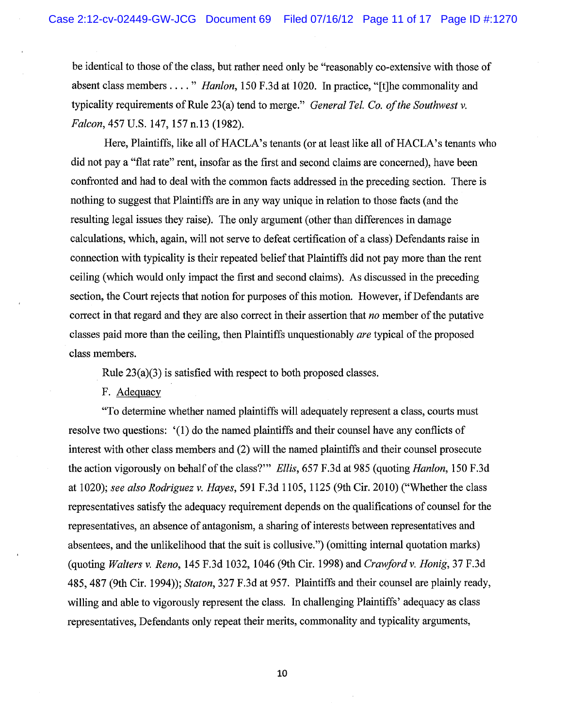be identical to those of the class, but rather need only be "reasonably co-extensive with those of absent class members . . . . " *Hanlon*, 150 F.3d at 1020. In practice, "[t]he commonality and typicality requirements of Rule 23(a) tend to merge." *General Tel. Co. of the Southwest v. Falcon*, 457 U.S. 147, 157 n.13 (1982).

Here, Plaintiffs, like all of HACLA's tenants (or at least like all of HACLA's tenants who did not pay a "flat rate" rent, insofar as the first and second claims are concerned), have been confronted and had to deal with the common facts addressed in the preceding section. There is nothing to suggest that Plaintiffs are in any way unique in relation to those facts (and the resulting legal issues they raise). The only argument (other than differences in damage calculations, which, again, will not serve to defeat certification of a class) Defendants raise in connection with typicality is their repeated belief that Plaintiffs did not pay more than the rent ceiling (which would only impact the first and second claims). As discussed in the preceding section, the Court rejects that notion for purposes of this motion. However, if Defendants are correct in that regard and they are also correct in their assertion that *no* member of the putative classes paid more than the ceiling, then Plaintiffs unquestionably *are* typical of the proposed class members.

Rule 23(a)(3) is satisfied with respect to both proposed classes.

F. Adequacy

"To determine whether named plaintiffs will adequately represent a class, courts must resolve two questions: '(1) do the named plaintiffs and their counsel have any conflicts of interest with other class members and (2) will the named plaintiffs and their counsel prosecute the action vigorously on behalf of the class?'" *Ellis*, 657 F.3d at 985 (quoting *Hanlon*, 150 F.3d at 1020); *see also Rodriguez v. Hayes*, 591 F.3d 1105, 1125 (9th Cir. 2010) ("Whether the class representatives satisfy the adequacy requirement depends on the qualifications of counsel for the representatives, an absence of antagonism, a sharing of interests between representatives and absentees, and the unlikelihood that the suit is collusive.") (omitting internal quotation marks) (quoting *Walters v. Reno*, 145 F.3d 1032, 1046 (9th Cir. 1998) and *Crawford v. Honig*, 37 F.3d 485, 487 (9th Cir. 1994)); *Staton*, 327 F.3d at 957. Plaintiffs and their counsel are plainly ready, willing and able to vigorously represent the class. In challenging Plaintiffs' adequacy as class representatives, Defendants only repeat their merits, commonality and typicality arguments,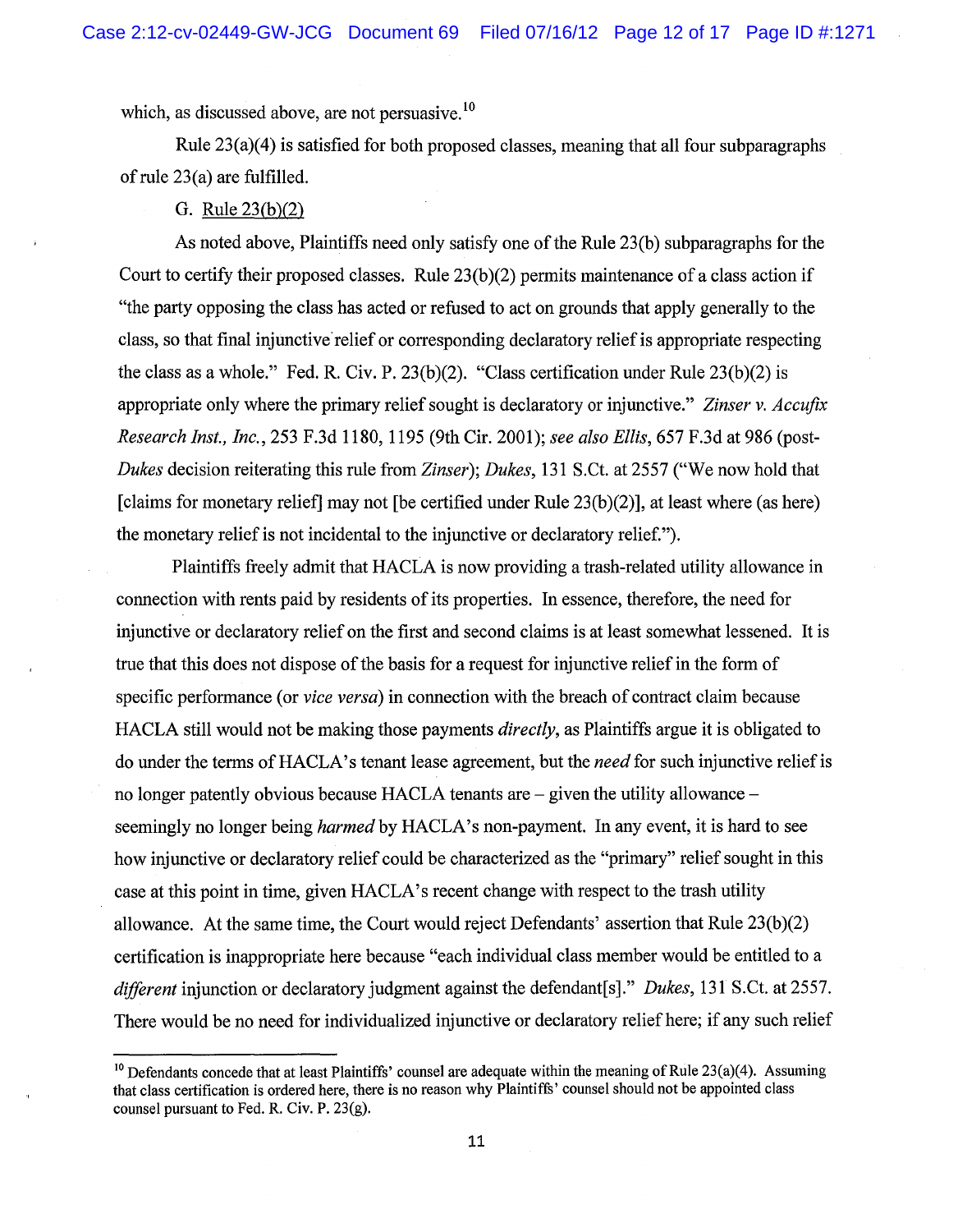which, as discussed above, are not persuasive.[10]

Rule 23(a)(4) is satisfied for both proposed classes, meaning that all four subparagraphs of rule 23(a) are fulfilled.

G. Rule 23(b)(2)

As noted above, Plaintiffs need only satisfy one of the Rule 23(b) subparagraphs for the Court to certify their proposed classes. Rule 23(b)(2) permits maintenance of a class action if "the party opposing the class has acted or refused to act on grounds that apply generally to the class, so that final injunctive relief or corresponding declaratory relief is appropriate respecting the class as a whole." Fed. R. Civ. P. 23(b)(2). "Class certification under Rule 23(b)(2) is appropriate only where the primary relief sought is declaratory or injunctive." *Zinser v. Accufix Research Inst., Inc.*, 253 F.3d 1180, 1195 (9th Cir. 2001); *see also Ellis*, 657 F.3d at 986 (post-*Dukes* decision reiterating this rule from *Zinser*); *Dukes*, 131 S.Ct. at 2557 ("We now hold that [claims for monetary relief] may not [be certified under Rule 23(b)(2)], at least where (as here) the monetary relief is not incidental to the injunctive or declaratory relief.").

Plaintiffs freely admit that HACLA is now providing a trash-related utility allowance in connection with rents paid by residents of its properties. In essence, therefore, the need for injunctive or declaratory relief on the first and second claims is at least somewhat lessened. It is true that this does not dispose of the basis for a request for injunctive relief in the form of specific performance (or *vice versa*) in connection with the breach of contract claim because HACLA still would not be making those payments *directly*, as Plaintiffs argue it is obligated to do under the terms of HACLA's tenant lease agreement, but the *need* for such injunctive relief is no longer patently obvious because HACLA tenants are – given the utility allowance – seemingly no longer being *harmed* by HACLA's non-payment. In any event, it is hard to see how injunctive or declaratory relief could be characterized as the "primary" relief sought in this case at this point in time, given HACLA's recent change with respect to the trash utility allowance. At the same time, the Court would reject Defendants' assertion that Rule 23(b)(2) certification is inappropriate here because "each individual class member would be entitled to a *different* injunction or declaratory judgment against the defendant[s]." *Dukes*, 131 S.Ct. at 2557. There would be no need for individualized injunctive or declaratory relief here; if any such relief

[10] Defendants concede that at least Plaintiffs' counsel are adequate within the meaning of Rule 23(a)(4). Assuming that class certification is ordered here, there is no reason why Plaintiffs' counsel should not be appointed class counsel pursuant to Fed. R. Civ. P. 23(g).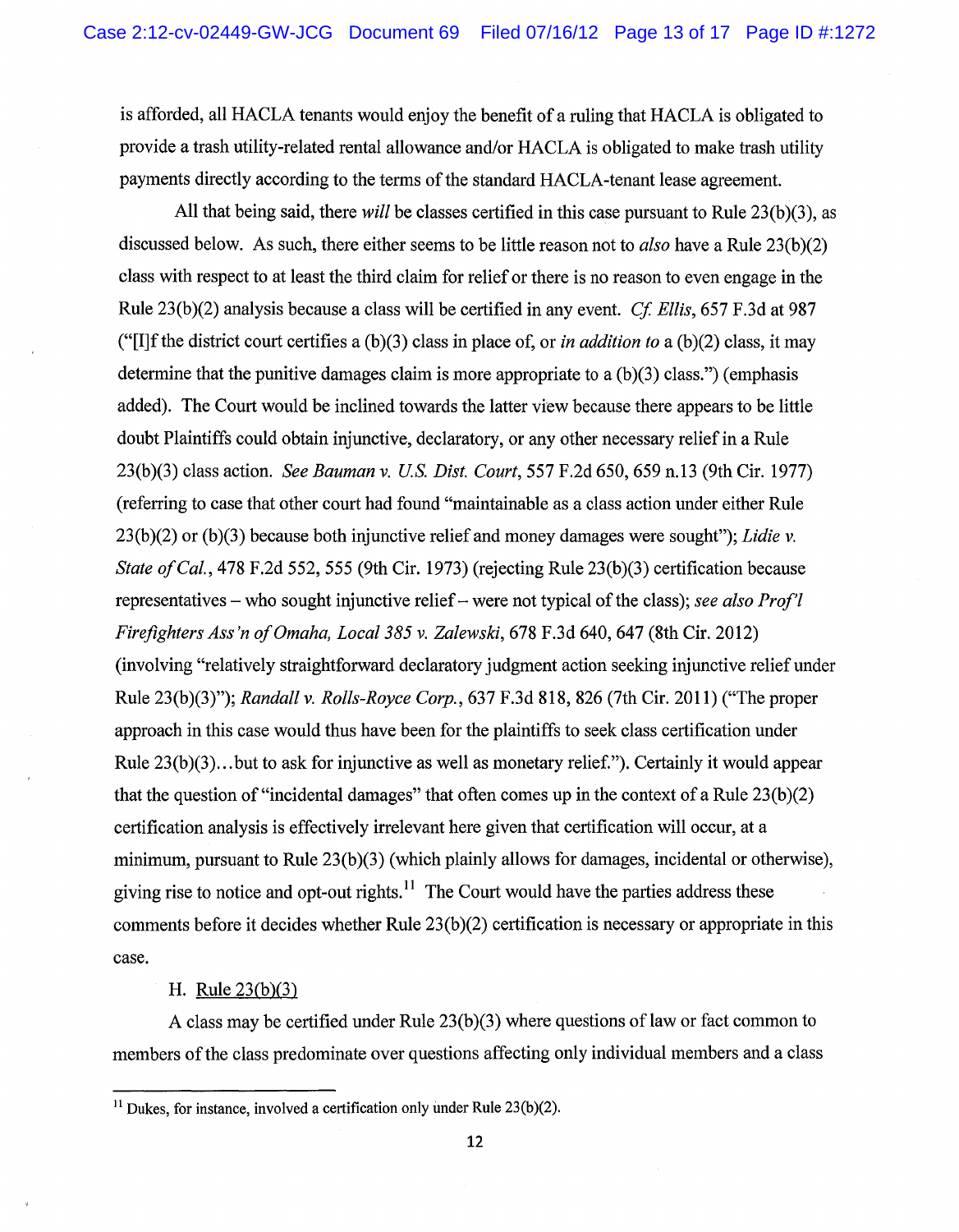is afforded, all HACLA tenants would enjoy the benefit of a ruling that HACLA is obligated to provide a trash utility-related rental allowance and/or HACLA is obligated to make trash utility payments directly according to the terms of the standard HACLA-tenant lease agreement.

All that being said, there *will* be classes certified in this case pursuant to Rule 23(b)(3), as discussed below. As such, there either seems to be little reason not to *also* have a Rule 23(b)(2) class with respect to at least the third claim for relief or there is no reason to even engage in the Rule 23(b)(2) analysis because a class will be certified in any event. *Cf. Ellis*, 657 F.3d at 987 ("[I]f the district court certifies a (b)(3) class in place of, or *in addition to* a (b)(2) class, it may determine that the punitive damages claim is more appropriate to a (b)(3) class.") (emphasis added). The Court would be inclined towards the latter view because there appears to be little doubt Plaintiffs could obtain injunctive, declaratory, or any other necessary relief in a Rule 23(b)(3) class action. *See Bauman v. U.S. Dist. Court*, 557 F.2d 650, 659 n.13 (9th Cir. 1977) (referring to case that other court had found "maintainable as a class action under either Rule 23(b)(2) or (b)(3) because both injunctive relief and money damages were sought"); *Lidie v. State of Cal.*, 478 F.2d 552, 555 (9th Cir. 1973) (rejecting Rule 23(b)(3) certification because representatives – who sought injunctive relief – were not typical of the class); *see also Prof'l Firefighters Ass'n of Omaha, Local 385 v. Zalewski*, 678 F.3d 640, 647 (8th Cir. 2012) (involving "relatively straightforward declaratory judgment action seeking injunctive relief under Rule 23(b)(3)"); *Randall v. Rolls-Royce Corp.*, 637 F.3d 818, 826 (7th Cir. 2011) ("The proper approach in this case would thus have been for the plaintiffs to seek class certification under Rule 23(b)(3)…but to ask for injunctive as well as monetary relief."). Certainly it would appear that the question of "incidental damages" that often comes up in the context of a Rule 23(b)(2) certification analysis is effectively irrelevant here given that certification will occur, at a minimum, pursuant to Rule 23(b)(3) (which plainly allows for damages, incidental or otherwise), giving rise to notice and opt-out rights.[11] The Court would have the parties address these comments before it decides whether Rule 23(b)(2) certification is necessary or appropriate in this case.

H. Rule 23(b)(3)

A class may be certified under Rule 23(b)(3) where questions of law or fact common to members of the class predominate over questions affecting only individual members and a class

[11] Dukes, for instance, involved a certification only under Rule 23(b)(2).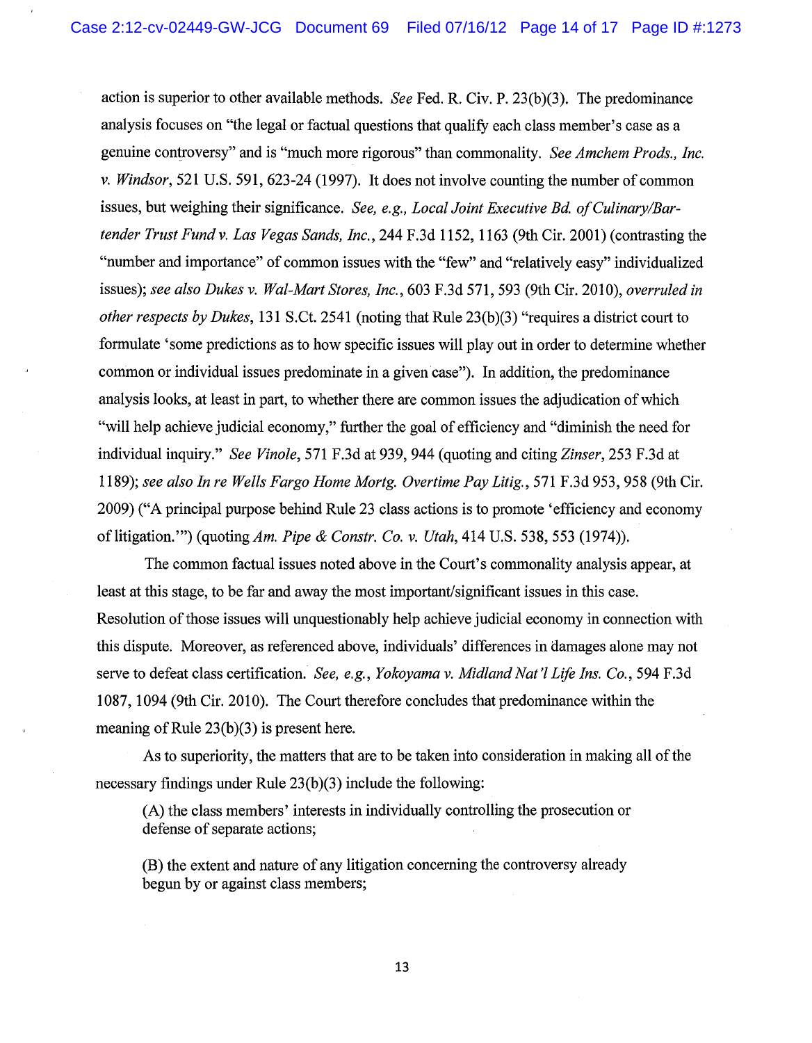action is superior to other available methods. *See* Fed. R. Civ. P. 23(b)(3). The predominance analysis focuses on "the legal or factual questions that qualify each class member's case as a genuine controversy" and is "much more rigorous" than commonality. *See Amchem Prods., Inc. v. Windsor*, 521 U.S. 591, 623-24 (1997). It does not involve counting the number of common issues, but weighing their significance. *See, e.g., Local Joint Executive Bd. of Culinary/Bartender Trust Fund v. Las Vegas Sands, Inc.*, 244 F.3d 1152, 1163 (9th Cir. 2001) (contrasting the "number and importance" of common issues with the "few" and "relatively easy" individualized issues); *see also Dukes v. Wal-Mart Stores, Inc.*, 603 F.3d 571, 593 (9th Cir. 2010), *overruled in other respects by Dukes*, 131 S.Ct. 2541 (noting that Rule 23(b)(3) "requires a district court to formulate 'some predictions as to how specific issues will play out in order to determine whether common or individual issues predominate in a given case"). In addition, the predominance analysis looks, at least in part, to whether there are common issues the adjudication of which "will help achieve judicial economy," further the goal of efficiency and "diminish the need for individual inquiry." *See Vinole*, 571 F.3d at 939, 944 (quoting and citing *Zinser*, 253 F.3d at 1189); *see also In re Wells Fargo Home Mortg. Overtime Pay Litig.*, 571 F.3d 953, 958 (9th Cir. 2009) ("A principal purpose behind Rule 23 class actions is to promote 'efficiency and economy of litigation.'") (quoting *Am. Pipe & Constr. Co. v. Utah*, 414 U.S. 538, 553 (1974)).

The common factual issues noted above in the Court's commonality analysis appear, at least at this stage, to be far and away the most important/significant issues in this case. Resolution of those issues will unquestionably help achieve judicial economy in connection with this dispute. Moreover, as referenced above, individuals' differences in damages alone may not serve to defeat class certification. *See, e.g., Yokoyama v. Midland Nat'l Life Ins. Co.*, 594 F.3d 1087, 1094 (9th Cir. 2010). The Court therefore concludes that predominance within the meaning of Rule 23(b)(3) is present here.

As to superiority, the matters that are to be taken into consideration in making all of the necessary findings under Rule 23(b)(3) include the following:

> (A) the class members' interests in individually controlling the prosecution or defense of separate actions;
>
> (B) the extent and nature of any litigation concerning the controversy already begun by or against class members;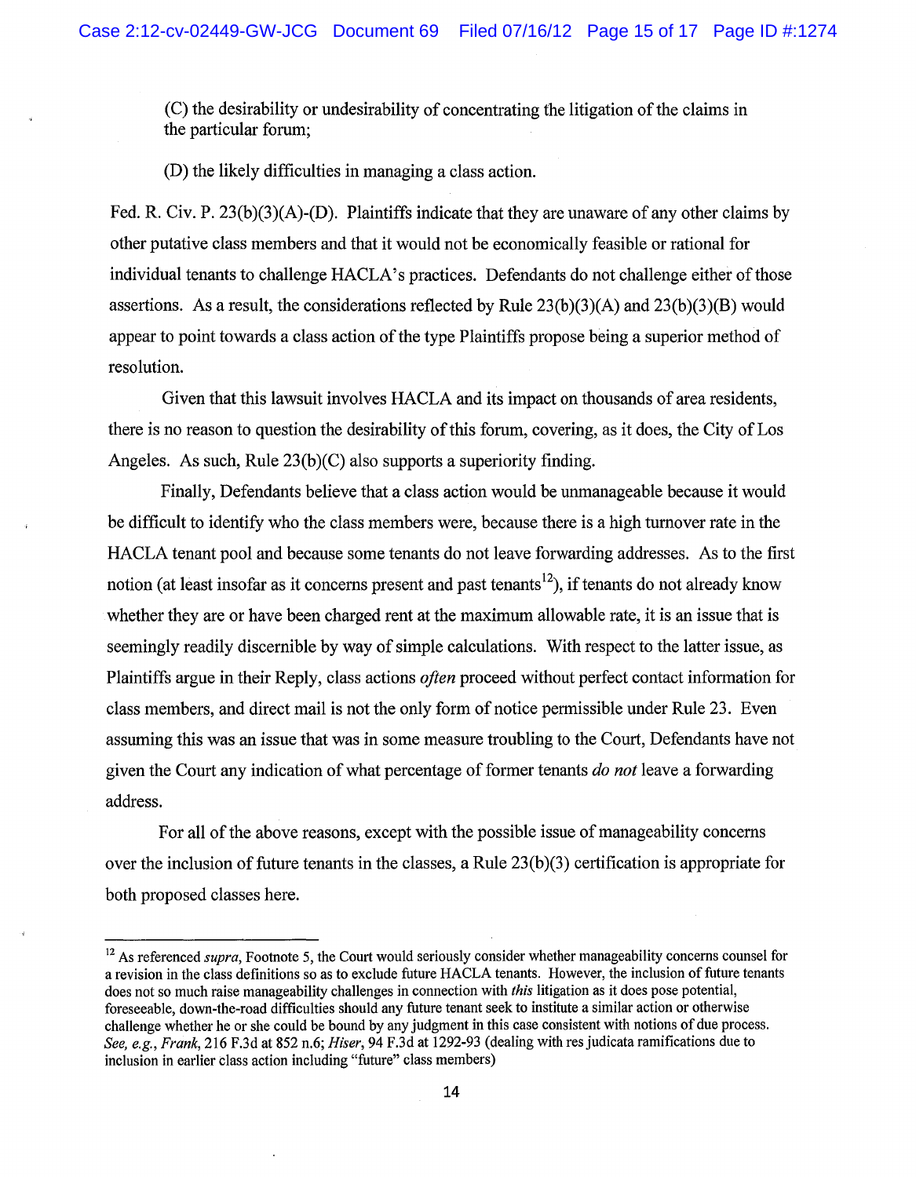(C) the desirability or undesirability of concentrating the litigation of the claims in the particular forum;

(D) the likely difficulties in managing a class action.

Fed. R. Civ. P. 23(b)(3)(A)-(D). Plaintiffs indicate that they are unaware of any other claims by other putative class members and that it would not be economically feasible or rational for individual tenants to challenge HACLA's practices. Defendants do not challenge either of those assertions. As a result, the considerations reflected by Rule 23(b)(3)(A) and 23(b)(3)(B) would appear to point towards a class action of the type Plaintiffs propose being a superior method of resolution.

Given that this lawsuit involves HACLA and its impact on thousands of area residents, there is no reason to question the desirability of this forum, covering, as it does, the City of Los Angeles. As such, Rule 23(b)(C) also supports a superiority finding.

Finally, Defendants believe that a class action would be unmanageable because it would be difficult to identify who the class members were, because there is a high turnover rate in the HACLA tenant pool and because some tenants do not leave forwarding addresses. As to the first notion (at least insofar as it concerns present and past tenants[12]), if tenants do not already know whether they are or have been charged rent at the maximum allowable rate, it is an issue that is seemingly readily discernible by way of simple calculations. With respect to the latter issue, as Plaintiffs argue in their Reply, class actions *often* proceed without perfect contact information for class members, and direct mail is not the only form of notice permissible under Rule 23. Even assuming this was an issue that was in some measure troubling to the Court, Defendants have not given the Court any indication of what percentage of former tenants *do not* leave a forwarding address.

For all of the above reasons, except with the possible issue of manageability concerns over the inclusion of future tenants in the classes, a Rule 23(b)(3) certification is appropriate for both proposed classes here.

---

[12] As referenced *supra*, Footnote 5, the Court would seriously consider whether manageability concerns counsel for a revision in the class definitions so as to exclude future HACLA tenants. However, the inclusion of future tenants does not so much raise manageability challenges in connection with *this* litigation as it does pose potential, foreseeable, down-the-road difficulties should any future tenant seek to institute a similar action or otherwise challenge whether he or she could be bound by any judgment in this case consistent with notions of due process. *See, e.g.*, *Frank*, 216 F.3d at 852 n.6; *Hiser*, 94 F.3d at 1292-93 (dealing with res judicata ramifications due to inclusion in earlier class action including "future" class members)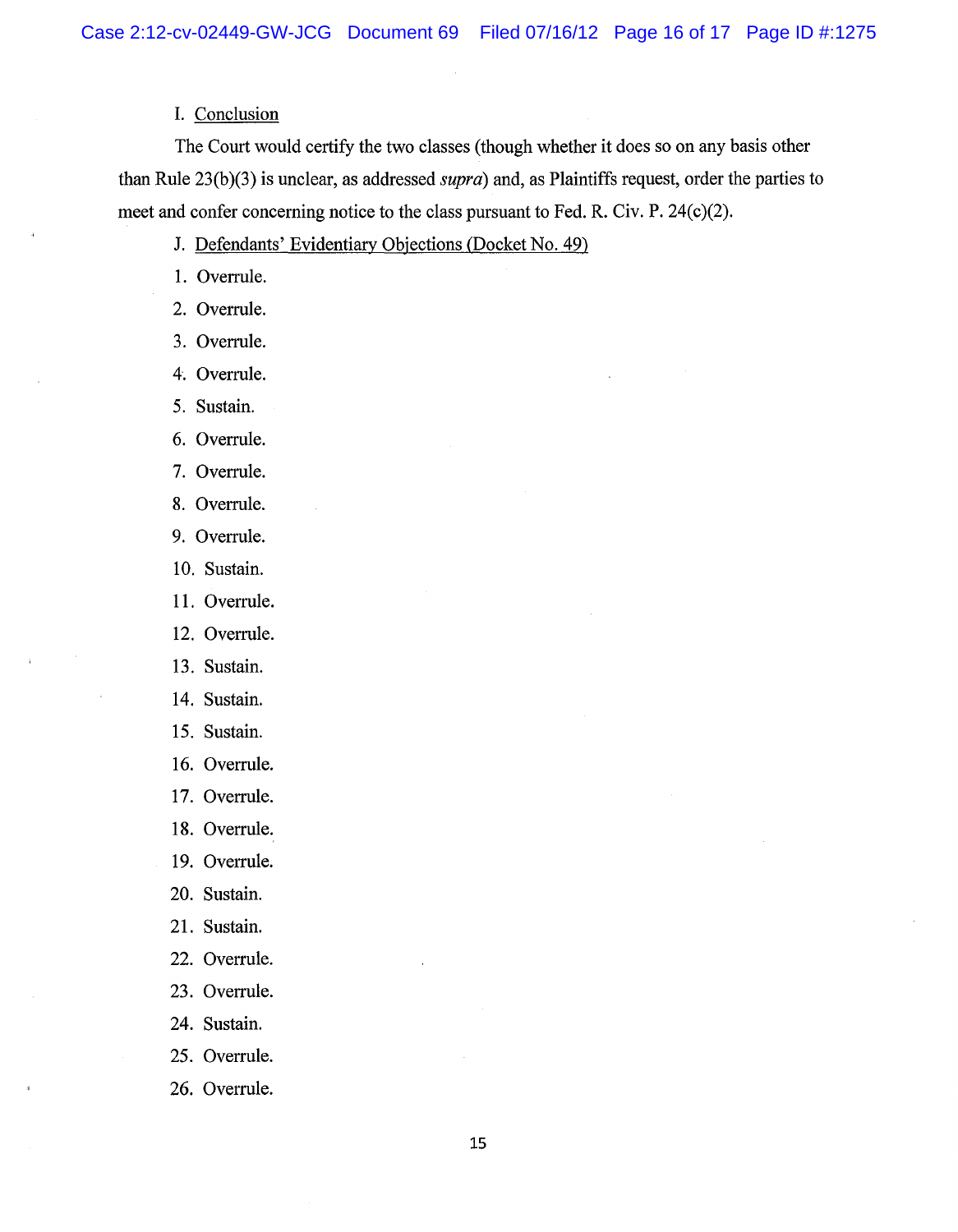I. Conclusion

The Court would certify the two classes (though whether it does so on any basis other than Rule 23(b)(3) is unclear, as addressed *supra*) and, as Plaintiffs request, order the parties to meet and confer concerning notice to the class pursuant to Fed. R. Civ. P. 24(c)(2).

J. Defendants' Evidentiary Objections (Docket No. 49)

1. Overrule.
2. Overrule.
3. Overrule.
4. Overrule.
5. Sustain.
6. Overrule.
7. Overrule.
8. Overrule.
9. Overrule.
10. Sustain.
11. Overrule.
12. Overrule.
13. Sustain.
14. Sustain.
15. Sustain.
16. Overrule.
17. Overrule.
18. Overrule.
19. Overrule.
20. Sustain.
21. Sustain.
22. Overrule.
23. Overrule.
24. Sustain.
25. Overrule.
26. Overrule.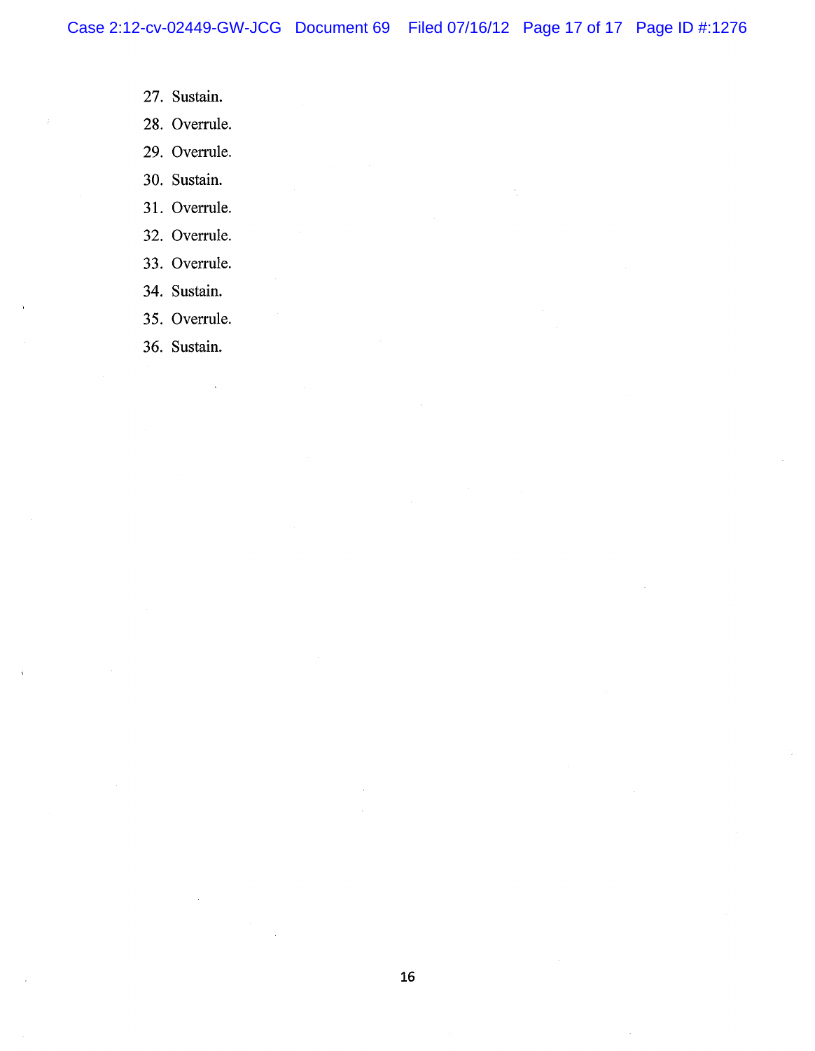27. Sustain.
28. Overrule.
29. Overrule.
30. Sustain.
31. Overrule.
32. Overrule.
33. Overrule.
34. Sustain.
35. Overrule.
36. Sustain.